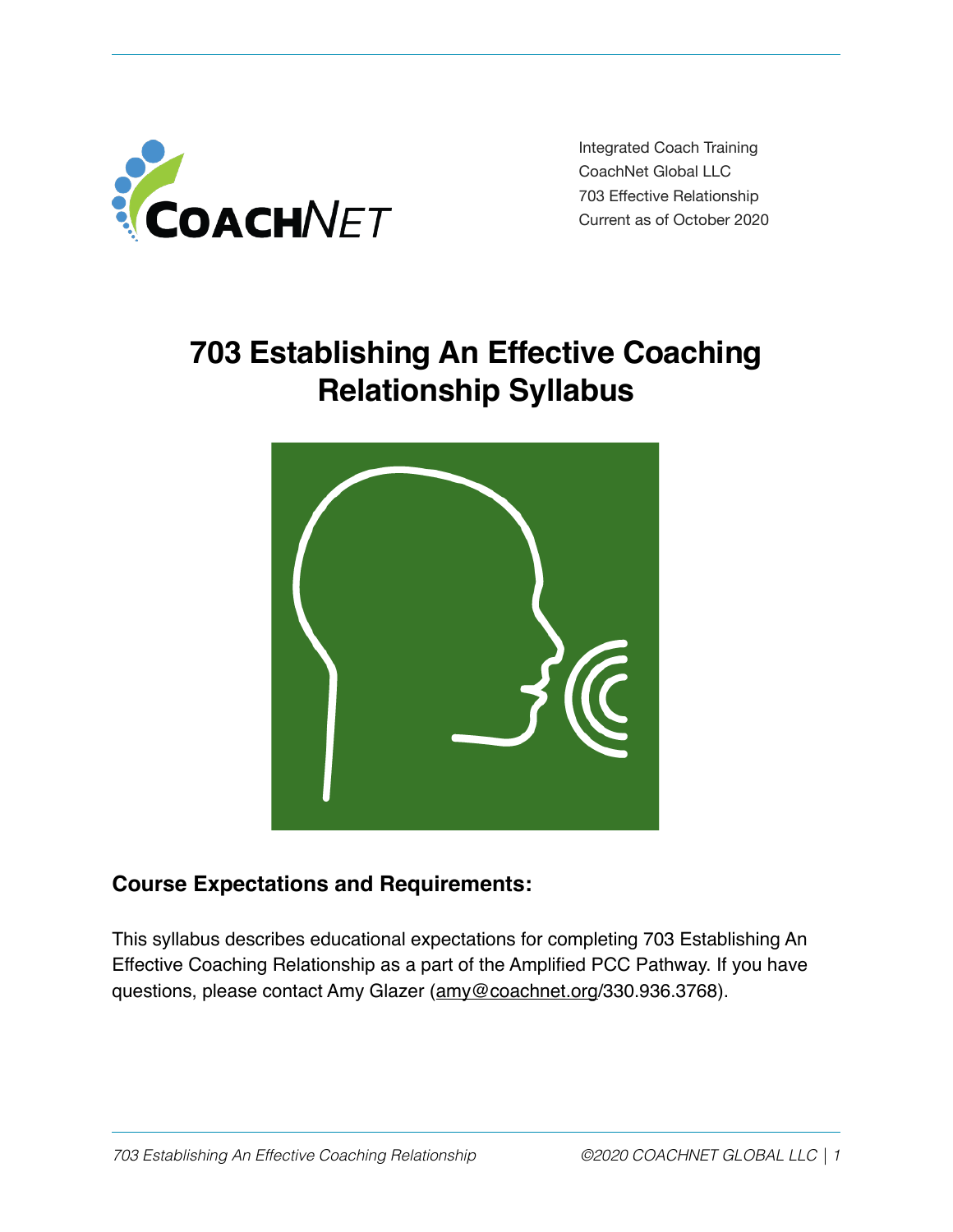Integrated Coach Training
CoachNet Global LLC
703 Effective Relationship
Current as of October 2020

# 703 Establishing An Effective Coaching Relationship Syllabus

## Course Expectations and Requirements:

This syllabus describes educational expectations for completing 703 Establishing An Effective Coaching Relationship as a part of the Amplified PCC Pathway. If you have questions, please contact Amy Glazer (amy@coachnet.org/330.936.3768).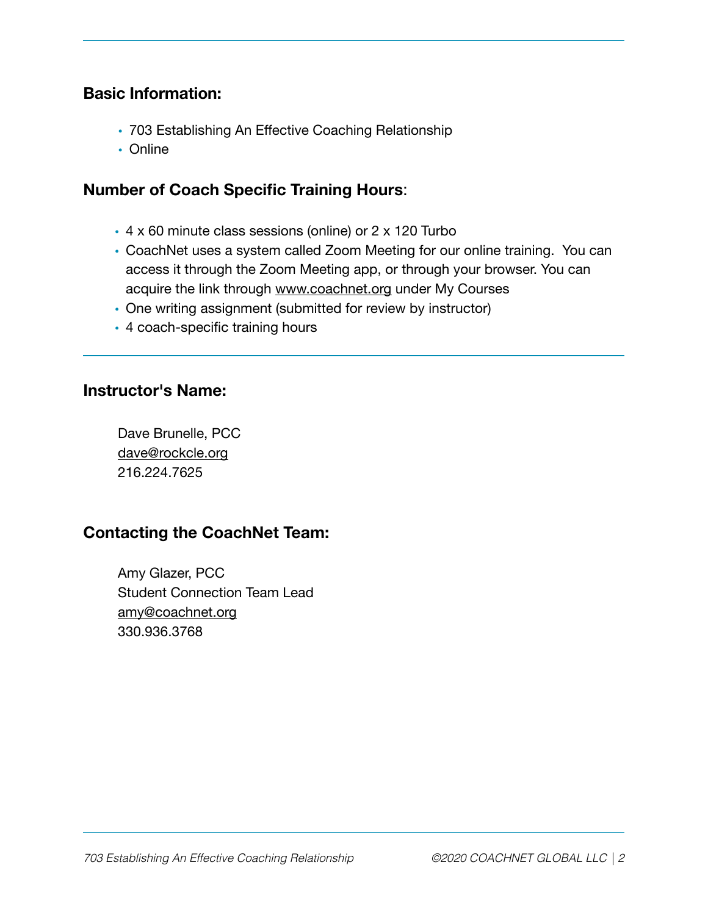## Basic Information:

- 703 Establishing An Effective Coaching Relationship
- Online

## Number of Coach Specific Training Hours:

- 4 x 60 minute class sessions (online) or 2 x 120 Turbo
- CoachNet uses a system called Zoom Meeting for our online training. You can access it through the Zoom Meeting app, or through your browser. You can acquire the link through www.coachnet.org under My Courses
- One writing assignment (submitted for review by instructor)
- 4 coach-specific training hours

## Instructor's Name:

Dave Brunelle, PCC
dave@rockcle.org
216.224.7625

## Contacting the CoachNet Team:

Amy Glazer, PCC
Student Connection Team Lead
amy@coachnet.org
330.936.3768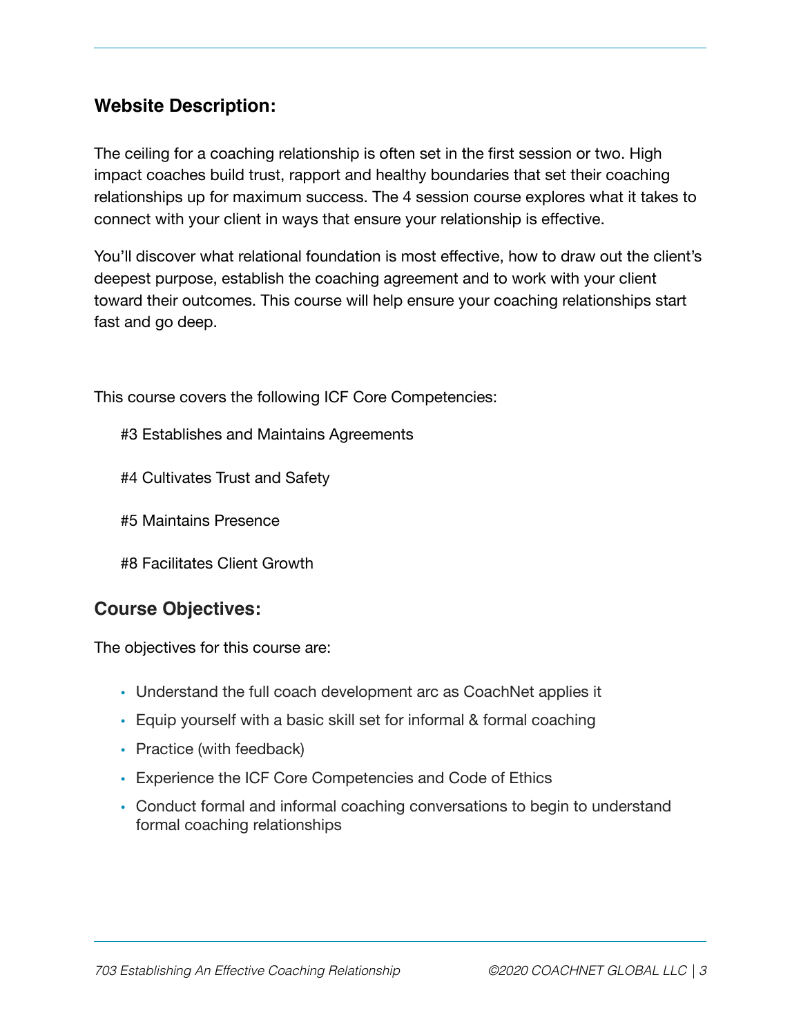## Website Description:

The ceiling for a coaching relationship is often set in the first session or two. High impact coaches build trust, rapport and healthy boundaries that set their coaching relationships up for maximum success. The 4 session course explores what it takes to connect with your client in ways that ensure your relationship is effective.

You'll discover what relational foundation is most effective, how to draw out the client's deepest purpose, establish the coaching agreement and to work with your client toward their outcomes. This course will help ensure your coaching relationships start fast and go deep.

This course covers the following ICF Core Competencies:

#3 Establishes and Maintains Agreements

#4 Cultivates Trust and Safety

#5 Maintains Presence

#8 Facilitates Client Growth

## Course Objectives:

The objectives for this course are:

- Understand the full coach development arc as CoachNet applies it
- Equip yourself with a basic skill set for informal & formal coaching
- Practice (with feedback)
- Experience the ICF Core Competencies and Code of Ethics
- Conduct formal and informal coaching conversations to begin to understand formal coaching relationships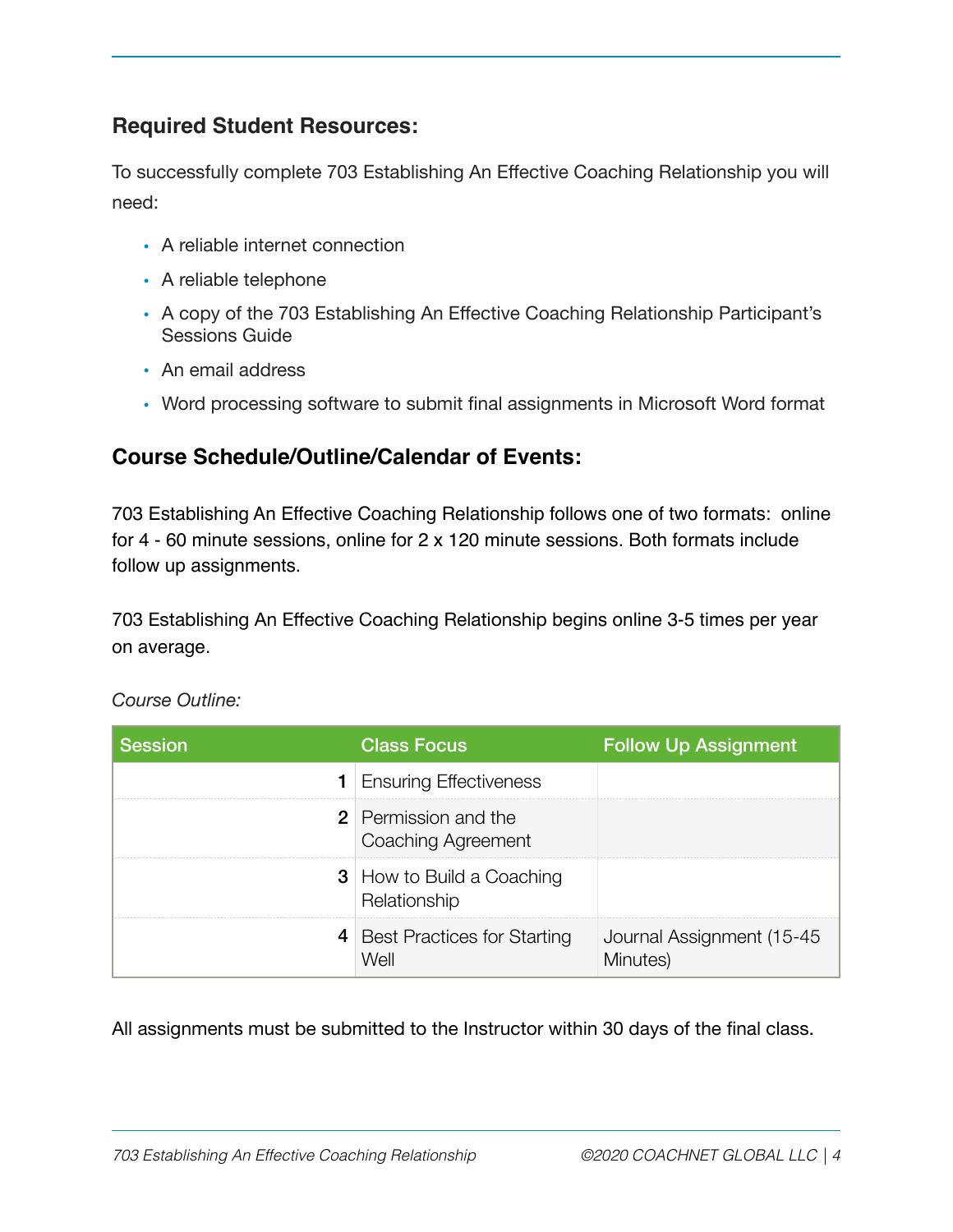## Required Student Resources:

To successfully complete 703 Establishing An Effective Coaching Relationship you will need:

- A reliable internet connection
- A reliable telephone
- A copy of the 703 Establishing An Effective Coaching Relationship Participant's Sessions Guide
- An email address
- Word processing software to submit final assignments in Microsoft Word format

## Course Schedule/Outline/Calendar of Events:

703 Establishing An Effective Coaching Relationship follows one of two formats: online for 4 - 60 minute sessions, online for 2 x 120 minute sessions. Both formats include follow up assignments.

703 Establishing An Effective Coaching Relationship begins online 3-5 times per year on average.

*Course Outline:*

| Session | Class Focus | Follow Up Assignment |
|---:|---|---|
| 1 | Ensuring Effectiveness | |
| 2 | Permission and the Coaching Agreement | |
| 3 | How to Build a Coaching Relationship | |
| 4 | Best Practices for Starting Well | Journal Assignment (15-45 Minutes) |

All assignments must be submitted to the Instructor within 30 days of the final class.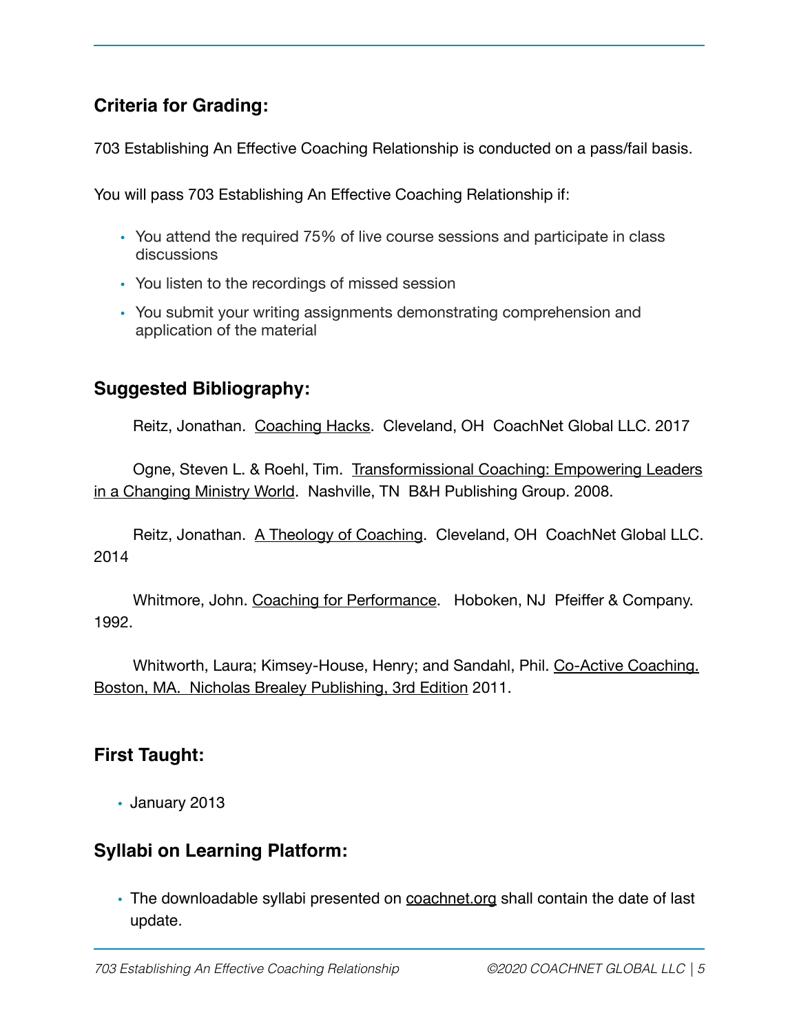## Criteria for Grading:

703 Establishing An Effective Coaching Relationship is conducted on a pass/fail basis.

You will pass 703 Establishing An Effective Coaching Relationship if:

- You attend the required 75% of live course sessions and participate in class discussions
- You listen to the recordings of missed session
- You submit your writing assignments demonstrating comprehension and application of the material

## Suggested Bibliography:

Reitz, Jonathan. Coaching Hacks. Cleveland, OH CoachNet Global LLC. 2017

Ogne, Steven L. & Roehl, Tim. Transformissional Coaching: Empowering Leaders in a Changing Ministry World. Nashville, TN B&H Publishing Group. 2008.

Reitz, Jonathan. A Theology of Coaching. Cleveland, OH CoachNet Global LLC. 2014

Whitmore, John. Coaching for Performance. Hoboken, NJ Pfeiffer & Company. 1992.

Whitworth, Laura; Kimsey-House, Henry; and Sandahl, Phil. Co-Active Coaching. Boston, MA. Nicholas Brealey Publishing, 3rd Edition 2011.

## First Taught:

- January 2013

## Syllabi on Learning Platform:

- The downloadable syllabi presented on coachnet.org shall contain the date of last update.